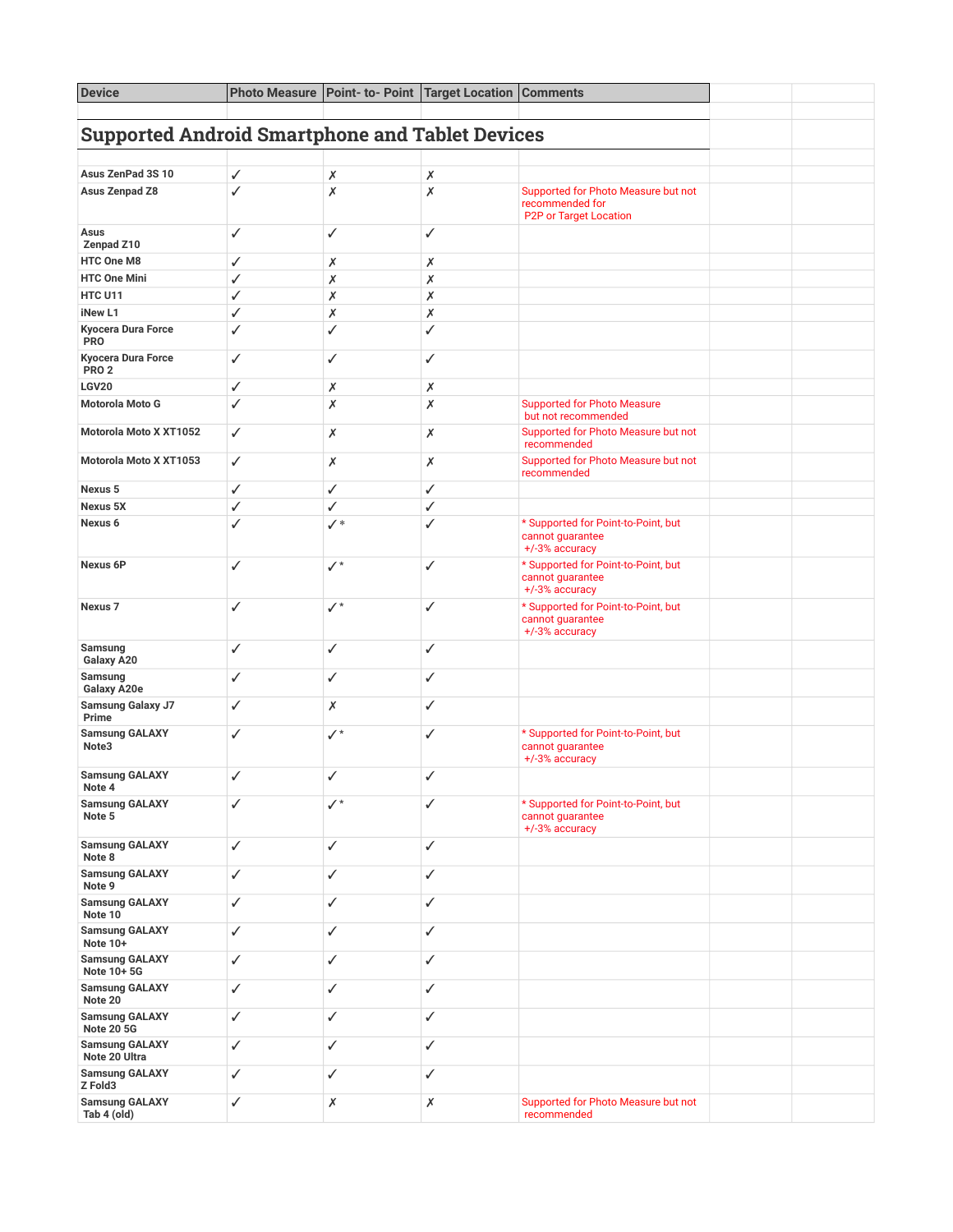| Device | Photo Measure | Point- to- Point | Target Location | Comments |
|---|---|---|---|---|

## Supported Android Smartphone and Tablet Devices

| Device | Photo Measure | Point- to- Point | Target Location | Comments |
|---|---|---|---|---|
| Asus ZenPad 3S 10 | ✓ | ✗ | ✗ | |
| Asus Zenpad Z8 | ✓ | ✗ | ✗ | Supported for Photo Measure but not recommended for P2P or Target Location |
| Asus Zenpad Z10 | ✓ | ✓ | ✓ | |
| HTC One M8 | ✓ | ✗ | ✗ | |
| HTC One Mini | ✓ | ✗ | ✗ | |
| HTC U11 | ✓ | ✗ | ✗ | |
| iNew L1 | ✓ | ✗ | ✗ | |
| Kyocera Dura Force PRO | ✓ | ✓ | ✓ | |
| Kyocera Dura Force PRO 2 | ✓ | ✓ | ✓ | |
| LGV20 | ✓ | ✗ | ✗ | |
| Motorola Moto G | ✓ | ✗ | ✗ | Supported for Photo Measure but not recommended |
| Motorola Moto X XT1052 | ✓ | ✗ | ✗ | Supported for Photo Measure but not recommended |
| Motorola Moto X XT1053 | ✓ | ✗ | ✗ | Supported for Photo Measure but not recommended |
| Nexus 5 | ✓ | ✓ | ✓ | |
| Nexus 5X | ✓ | ✓ | ✓ | |
| Nexus 6 | ✓ | ✓* | ✓ | * Supported for Point-to-Point, but cannot guarantee +/-3% accuracy |
| Nexus 6P | ✓ | ✓* | ✓ | * Supported for Point-to-Point, but cannot guarantee +/-3% accuracy |
| Nexus 7 | ✓ | ✓* | ✓ | * Supported for Point-to-Point, but cannot guarantee +/-3% accuracy |
| Samsung Galaxy A20 | ✓ | ✓ | ✓ | |
| Samsung Galaxy A20e | ✓ | ✓ | ✓ | |
| Samsung Galaxy J7 Prime | ✓ | ✗ | ✓ | |
| Samsung GALAXY Note3 | ✓ | ✓* | ✓ | * Supported for Point-to-Point, but cannot guarantee +/-3% accuracy |
| Samsung GALAXY Note 4 | ✓ | ✓ | ✓ | |
| Samsung GALAXY Note 5 | ✓ | ✓* | ✓ | * Supported for Point-to-Point, but cannot guarantee +/-3% accuracy |
| Samsung GALAXY Note 8 | ✓ | ✓ | ✓ | |
| Samsung GALAXY Note 9 | ✓ | ✓ | ✓ | |
| Samsung GALAXY Note 10 | ✓ | ✓ | ✓ | |
| Samsung GALAXY Note 10+ | ✓ | ✓ | ✓ | |
| Samsung GALAXY Note 10+ 5G | ✓ | ✓ | ✓ | |
| Samsung GALAXY Note 20 | ✓ | ✓ | ✓ | |
| Samsung GALAXY Note 20 5G | ✓ | ✓ | ✓ | |
| Samsung GALAXY Note 20 Ultra | ✓ | ✓ | ✓ | |
| Samsung GALAXY Z Fold3 | ✓ | ✓ | ✓ | |
| Samsung GALAXY Tab 4 (old) | ✓ | ✗ | ✗ | Supported for Photo Measure but not recommended |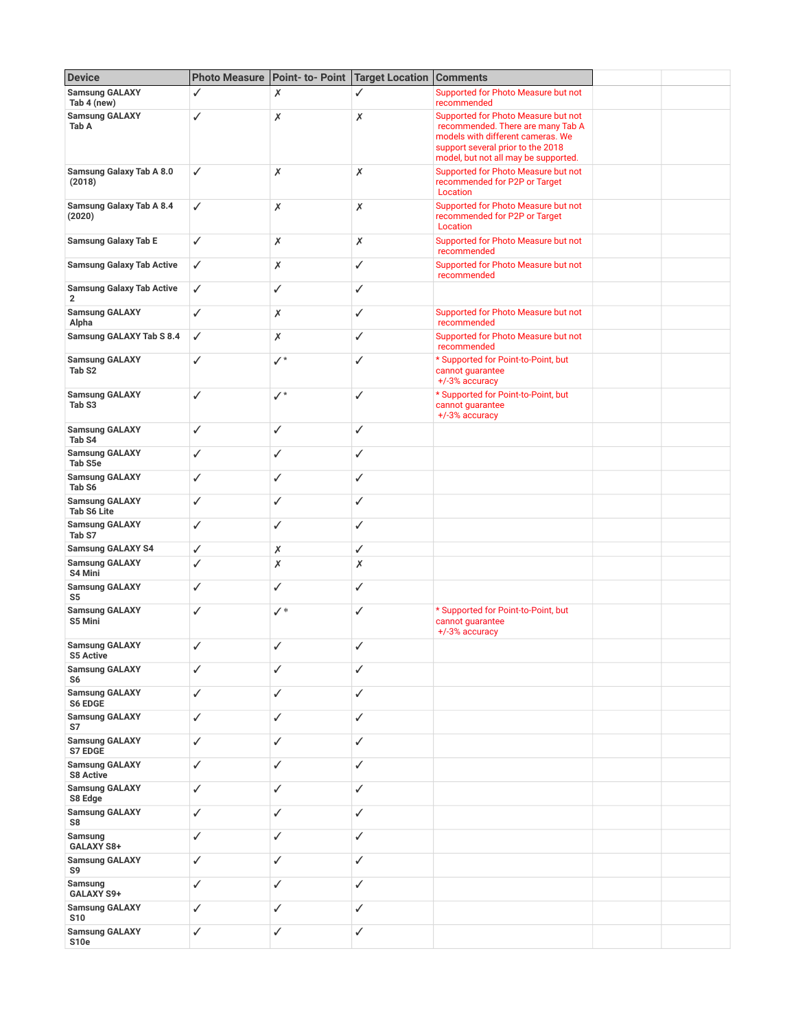| Device | Photo Measure | Point- to- Point | Target Location | Comments |
|---|---|---|---|---|
| Samsung GALAXY Tab 4 (new) | ✓ | ✗ | ✓ | Supported for Photo Measure but not recommended |
| Samsung GALAXY Tab A | ✓ | ✗ | ✗ | Supported for Photo Measure but not recommended. There are many Tab A models with different cameras. We support several prior to the 2018 model, but not all may be supported. |
| Samsung Galaxy Tab A 8.0 (2018) | ✓ | ✗ | ✗ | Supported for Photo Measure but not recommended for P2P or Target Location |
| Samsung Galaxy Tab A 8.4 (2020) | ✓ | ✗ | ✗ | Supported for Photo Measure but not recommended for P2P or Target Location |
| Samsung Galaxy Tab E | ✓ | ✗ | ✗ | Supported for Photo Measure but not recommended |
| Samsung Galaxy Tab Active | ✓ | ✗ | ✓ | Supported for Photo Measure but not recommended |
| Samsung Galaxy Tab Active 2 | ✓ | ✓ | ✓ | |
| Samsung GALAXY Alpha | ✓ | ✗ | ✓ | Supported for Photo Measure but not recommended |
| Samsung GALAXY Tab S 8.4 | ✓ | ✗ | ✓ | Supported for Photo Measure but not recommended |
| Samsung GALAXY Tab S2 | ✓ | ✓* | ✓ | * Supported for Point-to-Point, but cannot guarantee +/-3% accuracy |
| Samsung GALAXY Tab S3 | ✓ | ✓* | ✓ | * Supported for Point-to-Point, but cannot guarantee +/-3% accuracy |
| Samsung GALAXY Tab S4 | ✓ | ✓ | ✓ | |
| Samsung GALAXY Tab S5e | ✓ | ✓ | ✓ | |
| Samsung GALAXY Tab S6 | ✓ | ✓ | ✓ | |
| Samsung GALAXY Tab S6 Lite | ✓ | ✓ | ✓ | |
| Samsung GALAXY Tab S7 | ✓ | ✓ | ✓ | |
| Samsung GALAXY S4 | ✓ | ✗ | ✓ | |
| Samsung GALAXY S4 Mini | ✓ | ✗ | ✗ | |
| Samsung GALAXY S5 | ✓ | ✓ | ✓ | |
| Samsung GALAXY S5 Mini | ✓ | ✓* | ✓ | * Supported for Point-to-Point, but cannot guarantee +/-3% accuracy |
| Samsung GALAXY S5 Active | ✓ | ✓ | ✓ | |
| Samsung GALAXY S6 | ✓ | ✓ | ✓ | |
| Samsung GALAXY S6 EDGE | ✓ | ✓ | ✓ | |
| Samsung GALAXY S7 | ✓ | ✓ | ✓ | |
| Samsung GALAXY S7 EDGE | ✓ | ✓ | ✓ | |
| Samsung GALAXY S8 Active | ✓ | ✓ | ✓ | |
| Samsung GALAXY S8 Edge | ✓ | ✓ | ✓ | |
| Samsung GALAXY S8 | ✓ | ✓ | ✓ | |
| Samsung GALAXY S8+ | ✓ | ✓ | ✓ | |
| Samsung GALAXY S9 | ✓ | ✓ | ✓ | |
| Samsung GALAXY S9+ | ✓ | ✓ | ✓ | |
| Samsung GALAXY S10 | ✓ | ✓ | ✓ | |
| Samsung GALAXY S10e | ✓ | ✓ | ✓ | |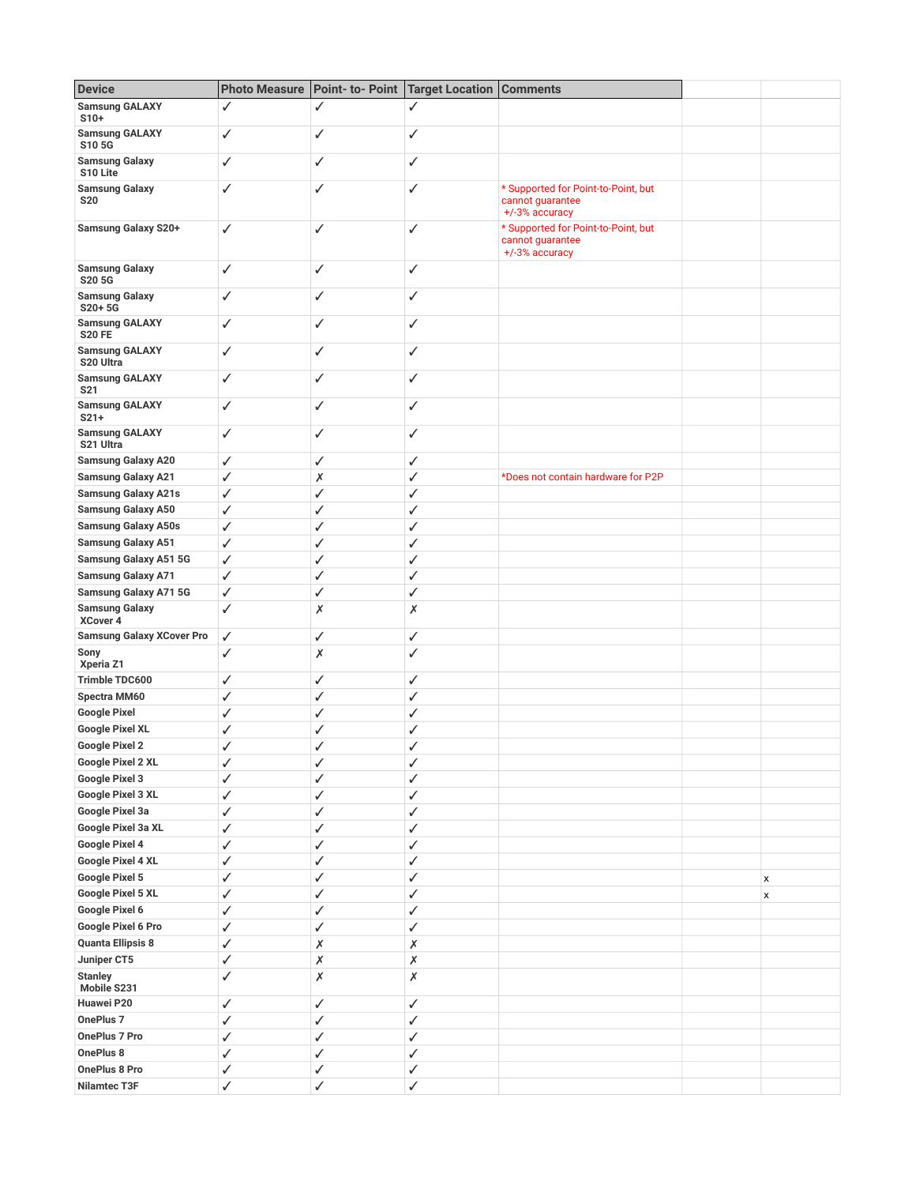| Device | Photo Measure | Point- to- Point | Target Location | Comments | | |
|---|---|---|---|---|---|---|
| Samsung GALAXY S10+ | ✓ | ✓ | ✓ | | | |
| Samsung GALAXY S10 5G | ✓ | ✓ | ✓ | | | |
| Samsung Galaxy S10 Lite | ✓ | ✓ | ✓ | | | |
| Samsung Galaxy S20 | ✓ | ✓ | ✓ | * Supported for Point-to-Point, but cannot guarantee +/-3% accuracy | | |
| Samsung Galaxy S20+ | ✓ | ✓ | ✓ | * Supported for Point-to-Point, but cannot guarantee +/-3% accuracy | | |
| Samsung Galaxy S20 5G | ✓ | ✓ | ✓ | | | |
| Samsung Galaxy S20+ 5G | ✓ | ✓ | ✓ | | | |
| Samsung GALAXY S20 FE | ✓ | ✓ | ✓ | | | |
| Samsung GALAXY S20 Ultra | ✓ | ✓ | ✓ | | | |
| Samsung GALAXY S21 | ✓ | ✓ | ✓ | | | |
| Samsung GALAXY S21+ | ✓ | ✓ | ✓ | | | |
| Samsung GALAXY S21 Ultra | ✓ | ✓ | ✓ | | | |
| Samsung Galaxy A20 | ✓ | ✓ | ✓ | | | |
| Samsung Galaxy A21 | ✓ | ✗ | ✓ | *Does not contain hardware for P2P | | |
| Samsung Galaxy A21s | ✓ | ✓ | ✓ | | | |
| Samsung Galaxy A50 | ✓ | ✓ | ✓ | | | |
| Samsung Galaxy A50s | ✓ | ✓ | ✓ | | | |
| Samsung Galaxy A51 | ✓ | ✓ | ✓ | | | |
| Samsung Galaxy A51 5G | ✓ | ✓ | ✓ | | | |
| Samsung Galaxy A71 | ✓ | ✓ | ✓ | | | |
| Samsung Galaxy A71 5G | ✓ | ✓ | ✓ | | | |
| Samsung Galaxy XCover 4 | ✓ | ✗ | ✗ | | | |
| Samsung Galaxy XCover Pro | ✓ | ✓ | ✓ | | | |
| Sony Xperia Z1 | ✓ | ✗ | ✓ | | | |
| Trimble TDC600 | ✓ | ✓ | ✓ | | | |
| Spectra MM60 | ✓ | ✓ | ✓ | | | |
| Google Pixel | ✓ | ✓ | ✓ | | | |
| Google Pixel XL | ✓ | ✓ | ✓ | | | |
| Google Pixel 2 | ✓ | ✓ | ✓ | | | |
| Google Pixel 2 XL | ✓ | ✓ | ✓ | | | |
| Google Pixel 3 | ✓ | ✓ | ✓ | | | |
| Google Pixel 3 XL | ✓ | ✓ | ✓ | | | |
| Google Pixel 3a | ✓ | ✓ | ✓ | | | |
| Google Pixel 3a XL | ✓ | ✓ | ✓ | | | |
| Google Pixel 4 | ✓ | ✓ | ✓ | | | |
| Google Pixel 4 XL | ✓ | ✓ | ✓ | | | |
| Google Pixel 5 | ✓ | ✓ | ✓ | | | x |
| Google Pixel 5 XL | ✓ | ✓ | ✓ | | | x |
| Google Pixel 6 | ✓ | ✓ | ✓ | | | |
| Google Pixel 6 Pro | ✓ | ✓ | ✓ | | | |
| Quanta Ellipsis 8 | ✓ | ✗ | ✗ | | | |
| Juniper CT5 | ✓ | ✗ | ✗ | | | |
| Stanley Mobile S231 | ✓ | ✗ | ✗ | | | |
| Huawei P20 | ✓ | ✓ | ✓ | | | |
| OnePlus 7 | ✓ | ✓ | ✓ | | | |
| OnePlus 7 Pro | ✓ | ✓ | ✓ | | | |
| OnePlus 8 | ✓ | ✓ | ✓ | | | |
| OnePlus 8 Pro | ✓ | ✓ | ✓ | | | |
| Nilamtec T3F | ✓ | ✓ | ✓ | | | |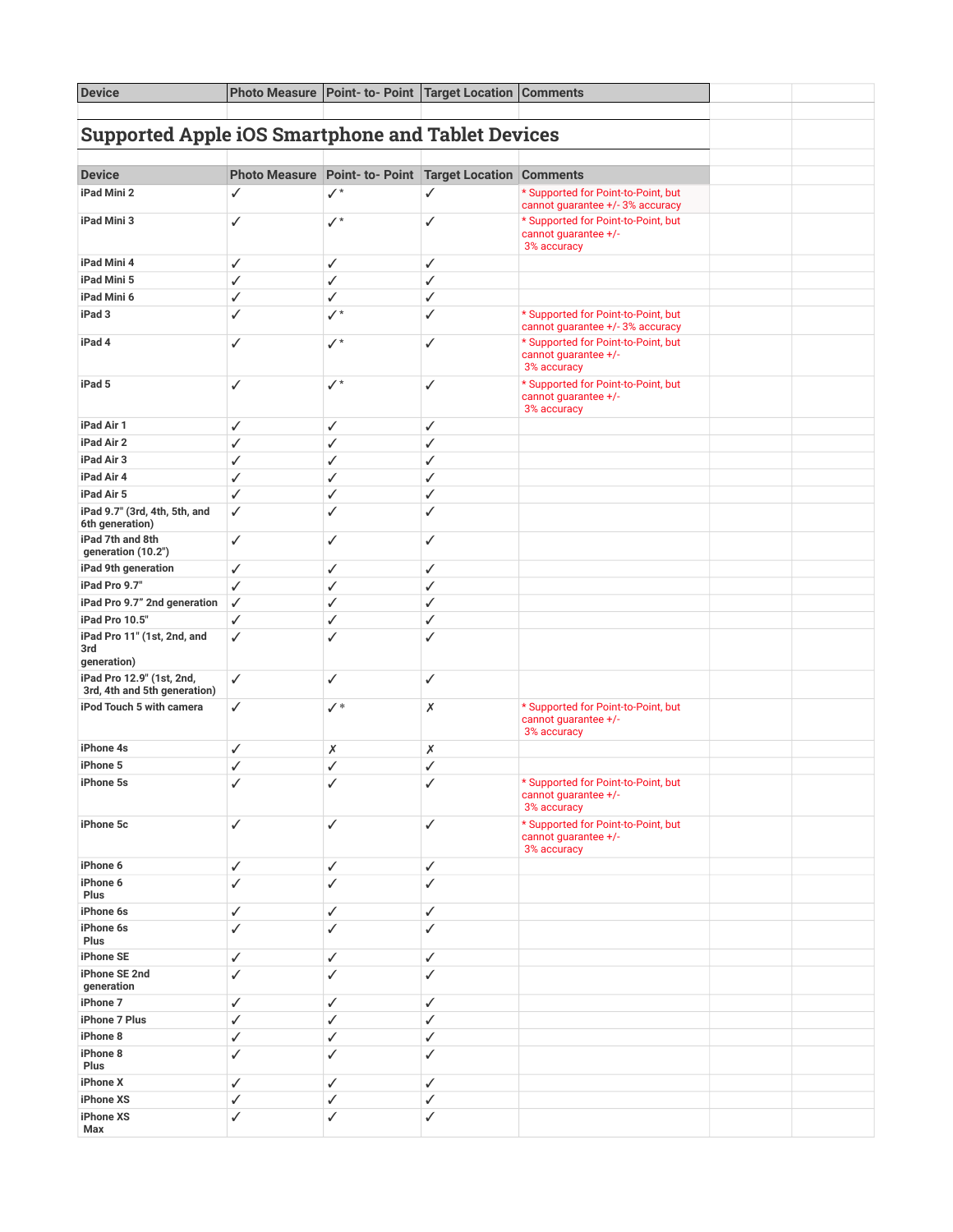| Device | Photo Measure | Point- to- Point | Target Location | Comments |
|---|---|---|---|---|

## Supported Apple iOS Smartphone and Tablet Devices

| Device | Photo Measure | Point- to- Point | Target Location | Comments |
|---|---|---|---|---|
| iPad Mini 2 | ✓ | ✓* | ✓ | * Supported for Point-to-Point, but cannot guarantee +/- 3% accuracy |
| iPad Mini 3 | ✓ | ✓* | ✓ | * Supported for Point-to-Point, but cannot guarantee +/- 3% accuracy |
| iPad Mini 4 | ✓ | ✓ | ✓ | |
| iPad Mini 5 | ✓ | ✓ | ✓ | |
| iPad Mini 6 | ✓ | ✓ | ✓ | |
| iPad 3 | ✓ | ✓* | ✓ | * Supported for Point-to-Point, but cannot guarantee +/- 3% accuracy |
| iPad 4 | ✓ | ✓* | ✓ | * Supported for Point-to-Point, but cannot guarantee +/- 3% accuracy |
| iPad 5 | ✓ | ✓* | ✓ | * Supported for Point-to-Point, but cannot guarantee +/- 3% accuracy |
| iPad Air 1 | ✓ | ✓ | ✓ | |
| iPad Air 2 | ✓ | ✓ | ✓ | |
| iPad Air 3 | ✓ | ✓ | ✓ | |
| iPad Air 4 | ✓ | ✓ | ✓ | |
| iPad Air 5 | ✓ | ✓ | ✓ | |
| iPad 9.7" (3rd, 4th, 5th, and 6th generation) | ✓ | ✓ | ✓ | |
| iPad 7th and 8th generation (10.2") | ✓ | ✓ | ✓ | |
| iPad 9th generation | ✓ | ✓ | ✓ | |
| iPad Pro 9.7" | ✓ | ✓ | ✓ | |
| iPad Pro 9.7" 2nd generation | ✓ | ✓ | ✓ | |
| iPad Pro 10.5" | ✓ | ✓ | ✓ | |
| iPad Pro 11" (1st, 2nd, and 3rd generation) | ✓ | ✓ | ✓ | |
| iPad Pro 12.9" (1st, 2nd, 3rd, 4th and 5th generation) | ✓ | ✓ | ✓ | |
| iPod Touch 5 with camera | ✓ | ✓* | ✗ | * Supported for Point-to-Point, but cannot guarantee +/- 3% accuracy |
| iPhone 4s | ✓ | ✗ | ✗ | |
| iPhone 5 | ✓ | ✓ | ✓ | |
| iPhone 5s | ✓ | ✓ | ✓ | * Supported for Point-to-Point, but cannot guarantee +/- 3% accuracy |
| iPhone 5c | ✓ | ✓ | ✓ | * Supported for Point-to-Point, but cannot guarantee +/- 3% accuracy |
| iPhone 6 | ✓ | ✓ | ✓ | |
| iPhone 6 Plus | ✓ | ✓ | ✓ | |
| iPhone 6s | ✓ | ✓ | ✓ | |
| iPhone 6s Plus | ✓ | ✓ | ✓ | |
| iPhone SE | ✓ | ✓ | ✓ | |
| iPhone SE 2nd generation | ✓ | ✓ | ✓ | |
| iPhone 7 | ✓ | ✓ | ✓ | |
| iPhone 7 Plus | ✓ | ✓ | ✓ | |
| iPhone 8 | ✓ | ✓ | ✓ | |
| iPhone 8 Plus | ✓ | ✓ | ✓ | |
| iPhone X | ✓ | ✓ | ✓ | |
| iPhone XS | ✓ | ✓ | ✓ | |
| iPhone XS Max | ✓ | ✓ | ✓ | |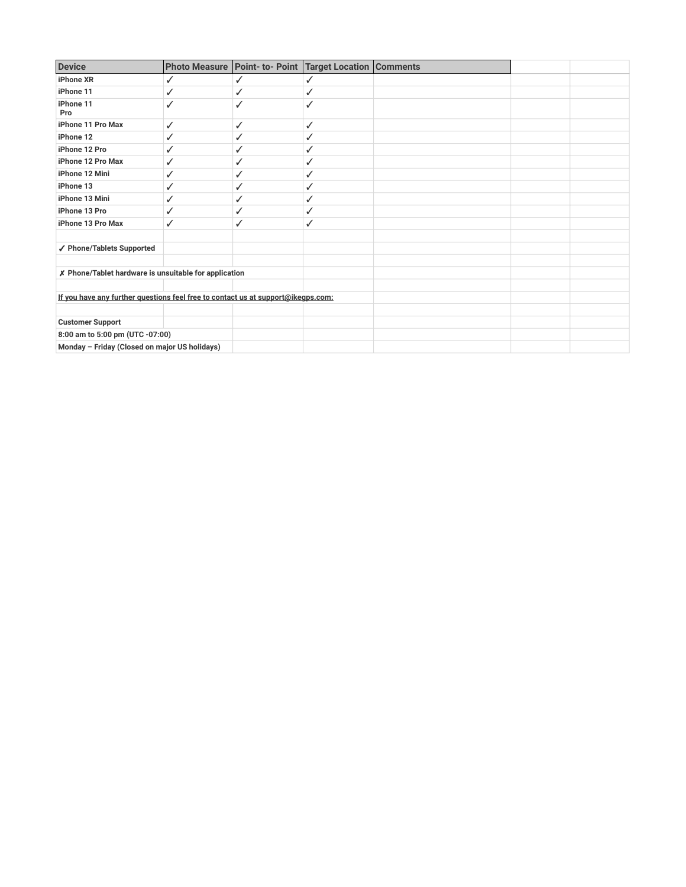| Device | Photo Measure | Point- to- Point | Target Location | Comments |
|---|---|---|---|---|
| iPhone XR | ✓ | ✓ | ✓ | |
| iPhone 11 | ✓ | ✓ | ✓ | |
| iPhone 11 Pro | ✓ | ✓ | ✓ | |
| iPhone 11 Pro Max | ✓ | ✓ | ✓ | |
| iPhone 12 | ✓ | ✓ | ✓ | |
| iPhone 12 Pro | ✓ | ✓ | ✓ | |
| iPhone 12 Pro Max | ✓ | ✓ | ✓ | |
| iPhone 12 Mini | ✓ | ✓ | ✓ | |
| iPhone 13 | ✓ | ✓ | ✓ | |
| iPhone 13 Mini | ✓ | ✓ | ✓ | |
| iPhone 13 Pro | ✓ | ✓ | ✓ | |
| iPhone 13 Pro Max | ✓ | ✓ | ✓ | |

**✓ Phone/Tablets Supported**

**✗ Phone/Tablet hardware is unsuitable for application**

**If you have any further questions feel free to contact us at support@ikegps.com:**

**Customer Support**

**8:00 am to 5:00 pm (UTC -07:00)**

**Monday – Friday (Closed on major US holidays)**